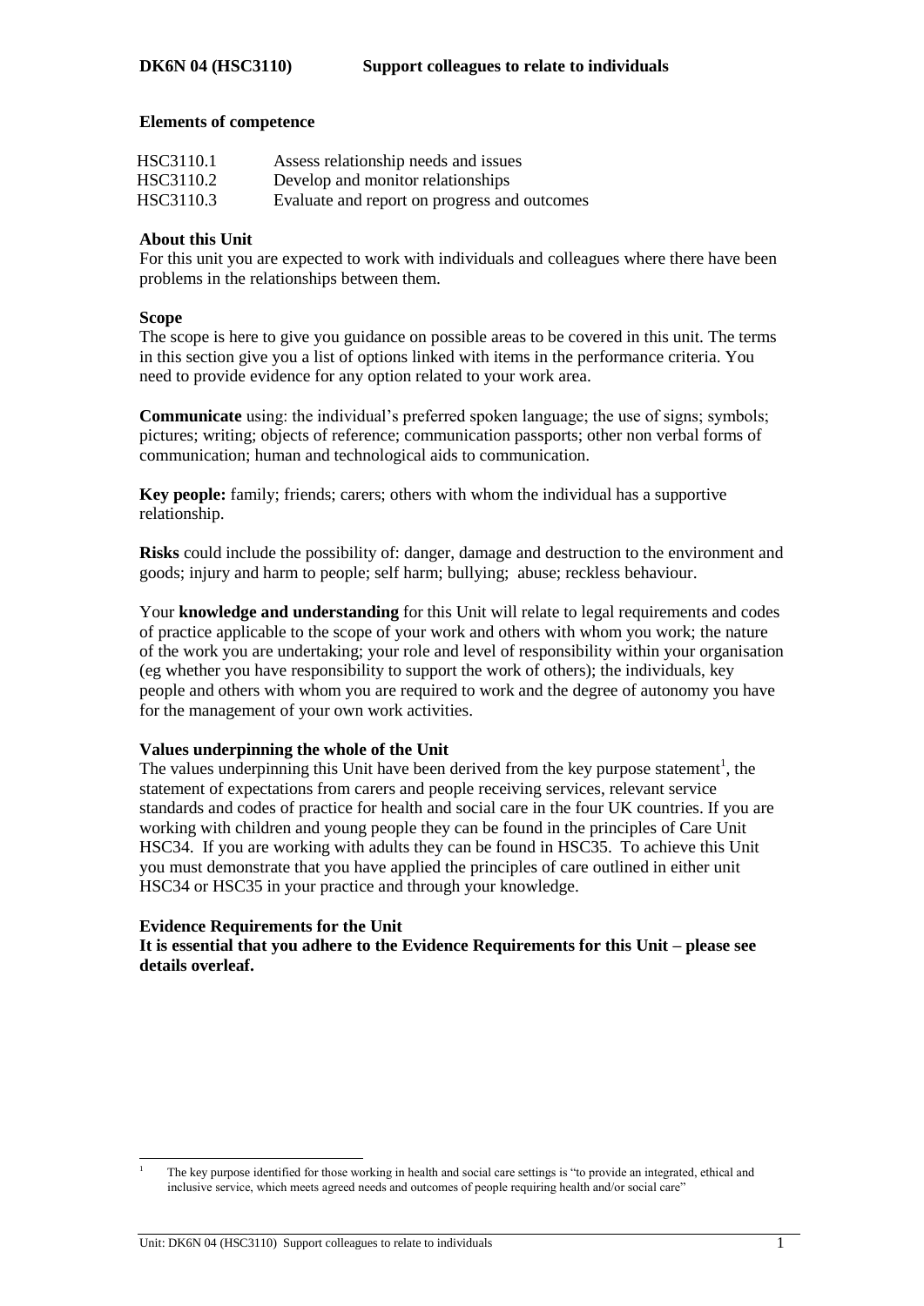# DK6N 04 (HSC3110) Support colleagues to relate to individuals

**Elements of competence**

| | |
|---|---|
| HSC3110.1 | Assess relationship needs and issues |
| HSC3110.2 | Develop and monitor relationships |
| HSC3110.3 | Evaluate and report on progress and outcomes |

**About this Unit**

For this unit you are expected to work with individuals and colleagues where there have been problems in the relationships between them.

**Scope**

The scope is here to give you guidance on possible areas to be covered in this unit. The terms in this section give you a list of options linked with items in the performance criteria. You need to provide evidence for any option related to your work area.

**Communicate** using: the individual's preferred spoken language; the use of signs; symbols; pictures; writing; objects of reference; communication passports; other non verbal forms of communication; human and technological aids to communication.

**Key people:** family; friends; carers; others with whom the individual has a supportive relationship.

**Risks** could include the possibility of: danger, damage and destruction to the environment and goods; injury and harm to people; self harm; bullying; abuse; reckless behaviour.

Your **knowledge and understanding** for this Unit will relate to legal requirements and codes of practice applicable to the scope of your work and others with whom you work; the nature of the work you are undertaking; your role and level of responsibility within your organisation (eg whether you have responsibility to support the work of others); the individuals, key people and others with whom you are required to work and the degree of autonomy you have for the management of your own work activities.

**Values underpinning the whole of the Unit**

The values underpinning this Unit have been derived from the key purpose statement[1], the statement of expectations from carers and people receiving services, relevant service standards and codes of practice for health and social care in the four UK countries. If you are working with children and young people they can be found in the principles of Care Unit HSC34. If you are working with adults they can be found in HSC35. To achieve this Unit you must demonstrate that you have applied the principles of care outlined in either unit HSC34 or HSC35 in your practice and through your knowledge.

**Evidence Requirements for the Unit**

**It is essential that you adhere to the Evidence Requirements for this Unit – please see details overleaf.**

[1] The key purpose identified for those working in health and social care settings is "to provide an integrated, ethical and inclusive service, which meets agreed needs and outcomes of people requiring health and/or social care"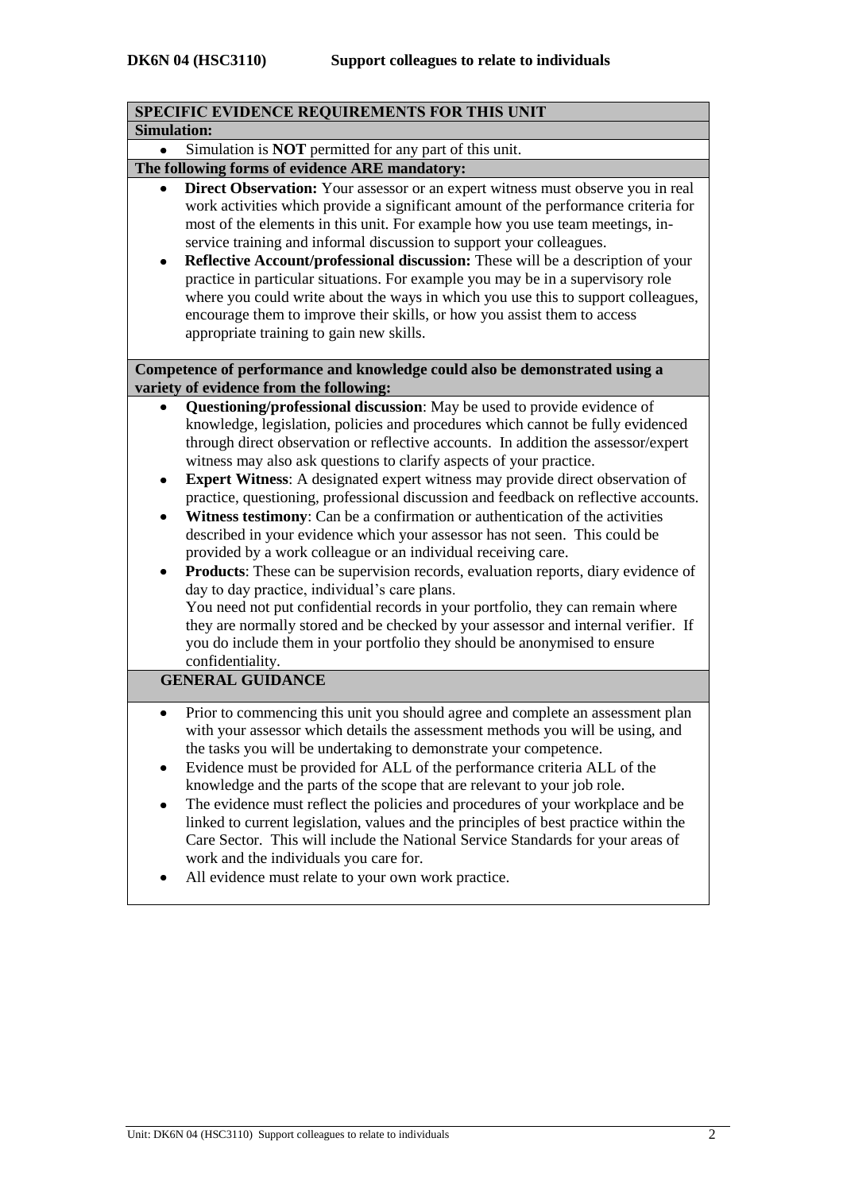**DK6N 04 (HSC3110) Support colleagues to relate to individuals**

## SPECIFIC EVIDENCE REQUIREMENTS FOR THIS UNIT

**Simulation:**

- Simulation is **NOT** permitted for any part of this unit.

**The following forms of evidence ARE mandatory:**

- **Direct Observation:** Your assessor or an expert witness must observe you in real work activities which provide a significant amount of the performance criteria for most of the elements in this unit. For example how you use team meetings, in-service training and informal discussion to support your colleagues.
- **Reflective Account/professional discussion:** These will be a description of your practice in particular situations. For example you may be in a supervisory role where you could write about the ways in which you use this to support colleagues, encourage them to improve their skills, or how you assist them to access appropriate training to gain new skills.

**Competence of performance and knowledge could also be demonstrated using a variety of evidence from the following:**

- **Questioning/professional discussion**: May be used to provide evidence of knowledge, legislation, policies and procedures which cannot be fully evidenced through direct observation or reflective accounts. In addition the assessor/expert witness may also ask questions to clarify aspects of your practice.
- **Expert Witness**: A designated expert witness may provide direct observation of practice, questioning, professional discussion and feedback on reflective accounts.
- **Witness testimony**: Can be a confirmation or authentication of the activities described in your evidence which your assessor has not seen. This could be provided by a work colleague or an individual receiving care.
- **Products**: These can be supervision records, evaluation reports, diary evidence of day to day practice, individual's care plans.
  You need not put confidential records in your portfolio, they can remain where they are normally stored and be checked by your assessor and internal verifier. If you do include them in your portfolio they should be anonymised to ensure confidentiality.

## GENERAL GUIDANCE

- Prior to commencing this unit you should agree and complete an assessment plan with your assessor which details the assessment methods you will be using, and the tasks you will be undertaking to demonstrate your competence.
- Evidence must be provided for ALL of the performance criteria ALL of the knowledge and the parts of the scope that are relevant to your job role.
- The evidence must reflect the policies and procedures of your workplace and be linked to current legislation, values and the principles of best practice within the Care Sector. This will include the National Service Standards for your areas of work and the individuals you care for.
- All evidence must relate to your own work practice.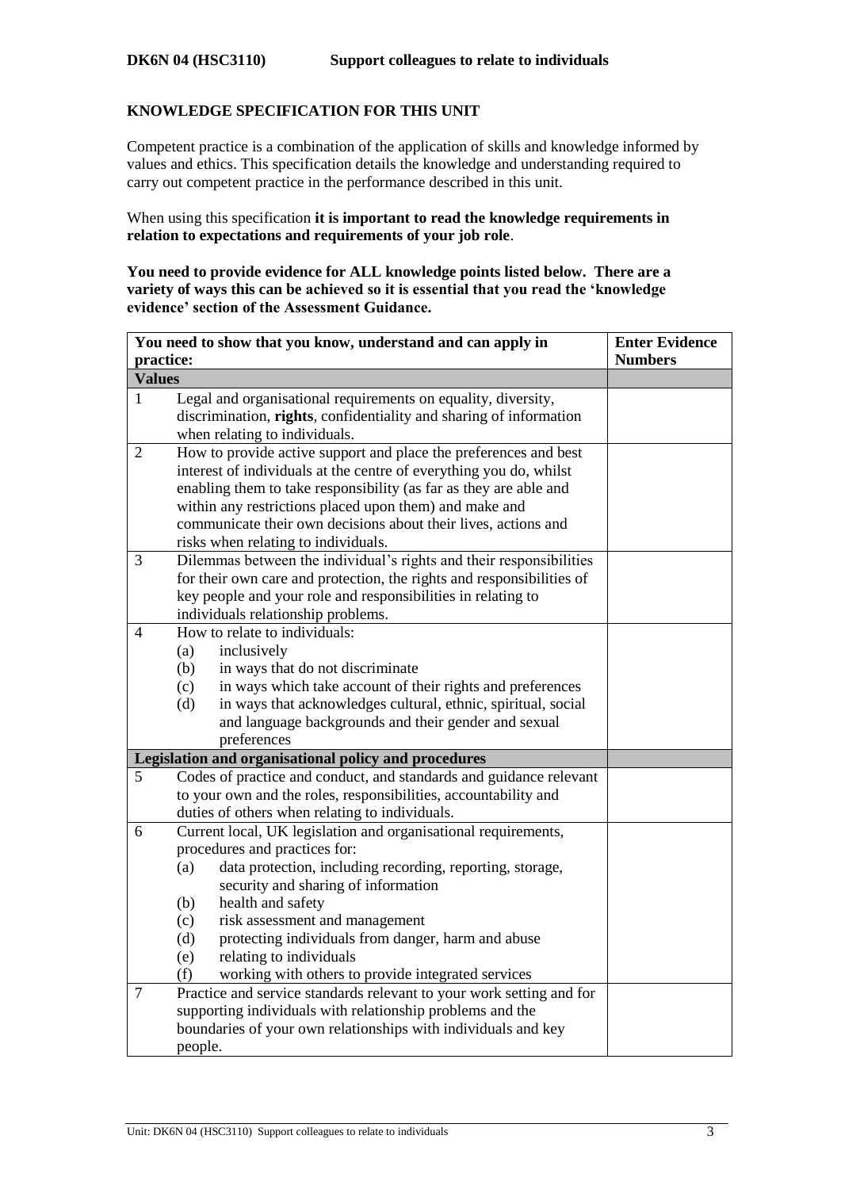**DK6N 04 (HSC3110)  Support colleagues to relate to individuals**

**KNOWLEDGE SPECIFICATION FOR THIS UNIT**

Competent practice is a combination of the application of skills and knowledge informed by values and ethics. This specification details the knowledge and understanding required to carry out competent practice in the performance described in this unit.

When using this specification **it is important to read the knowledge requirements in relation to expectations and requirements of your job role**.

**You need to provide evidence for ALL knowledge points listed below. There are a variety of ways this can be achieved so it is essential that you read the 'knowledge evidence' section of the Assessment Guidance.**

| | You need to show that you know, understand and can apply in practice: | Enter Evidence Numbers |
|---|---|---|
| **Values** | | |
| 1 | Legal and organisational requirements on equality, diversity, discrimination, **rights**, confidentiality and sharing of information when relating to individuals. | |
| 2 | How to provide active support and place the preferences and best interest of individuals at the centre of everything you do, whilst enabling them to take responsibility (as far as they are able and within any restrictions placed upon them) and make and communicate their own decisions about their lives, actions and risks when relating to individuals. | |
| 3 | Dilemmas between the individual's rights and their responsibilities for their own care and protection, the rights and responsibilities of key people and your role and responsibilities in relating to individuals relationship problems. | |
| 4 | How to relate to individuals:<br>(a) inclusively<br>(b) in ways that do not discriminate<br>(c) in ways which take account of their rights and preferences<br>(d) in ways that acknowledges cultural, ethnic, spiritual, social and language backgrounds and their gender and sexual preferences | |
| **Legislation and organisational policy and procedures** | | |
| 5 | Codes of practice and conduct, and standards and guidance relevant to your own and the roles, responsibilities, accountability and duties of others when relating to individuals. | |
| 6 | Current local, UK legislation and organisational requirements, procedures and practices for:<br>(a) data protection, including recording, reporting, storage, security and sharing of information<br>(b) health and safety<br>(c) risk assessment and management<br>(d) protecting individuals from danger, harm and abuse<br>(e) relating to individuals<br>(f) working with others to provide integrated services | |
| 7 | Practice and service standards relevant to your work setting and for supporting individuals with relationship problems and the boundaries of your own relationships with individuals and key people. | |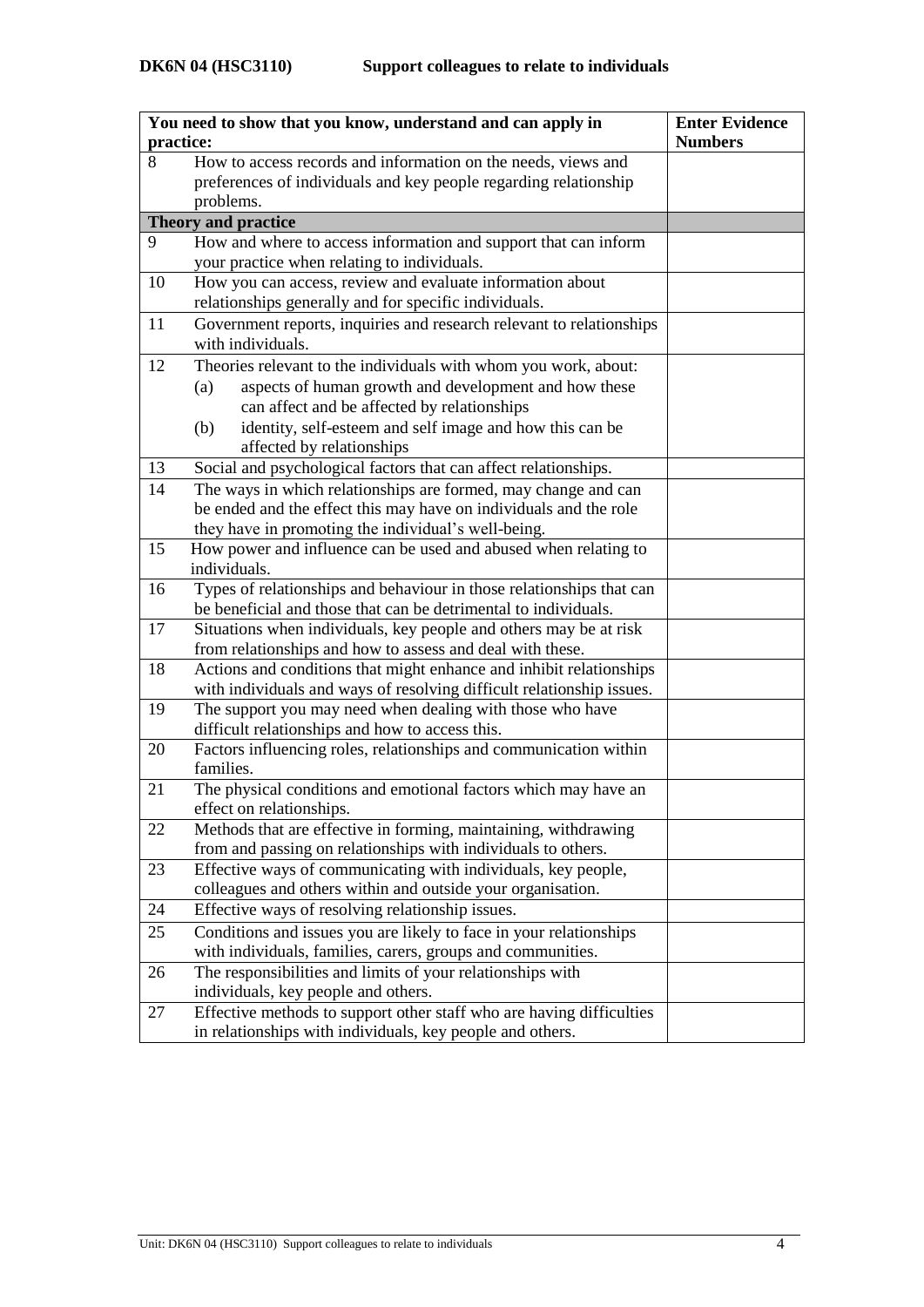**DK6N 04 (HSC3110) Support colleagues to relate to individuals**

| You need to show that you know, understand and can apply in practice: | | Enter Evidence Numbers |
|---|---|---|
| 8 | How to access records and information on the needs, views and preferences of individuals and key people regarding relationship problems. | |
| **Theory and practice** | | |
| 9 | How and where to access information and support that can inform your practice when relating to individuals. | |
| 10 | How you can access, review and evaluate information about relationships generally and for specific individuals. | |
| 11 | Government reports, inquiries and research relevant to relationships with individuals. | |
| 12 | Theories relevant to the individuals with whom you work, about: (a) aspects of human growth and development and how these can affect and be affected by relationships (b) identity, self-esteem and self image and how this can be affected by relationships | |
| 13 | Social and psychological factors that can affect relationships. | |
| 14 | The ways in which relationships are formed, may change and can be ended and the effect this may have on individuals and the role they have in promoting the individual's well-being. | |
| 15 | How power and influence can be used and abused when relating to individuals. | |
| 16 | Types of relationships and behaviour in those relationships that can be beneficial and those that can be detrimental to individuals. | |
| 17 | Situations when individuals, key people and others may be at risk from relationships and how to assess and deal with these. | |
| 18 | Actions and conditions that might enhance and inhibit relationships with individuals and ways of resolving difficult relationship issues. | |
| 19 | The support you may need when dealing with those who have difficult relationships and how to access this. | |
| 20 | Factors influencing roles, relationships and communication within families. | |
| 21 | The physical conditions and emotional factors which may have an effect on relationships. | |
| 22 | Methods that are effective in forming, maintaining, withdrawing from and passing on relationships with individuals to others. | |
| 23 | Effective ways of communicating with individuals, key people, colleagues and others within and outside your organisation. | |
| 24 | Effective ways of resolving relationship issues. | |
| 25 | Conditions and issues you are likely to face in your relationships with individuals, families, carers, groups and communities. | |
| 26 | The responsibilities and limits of your relationships with individuals, key people and others. | |
| 27 | Effective methods to support other staff who are having difficulties in relationships with individuals, key people and others. | |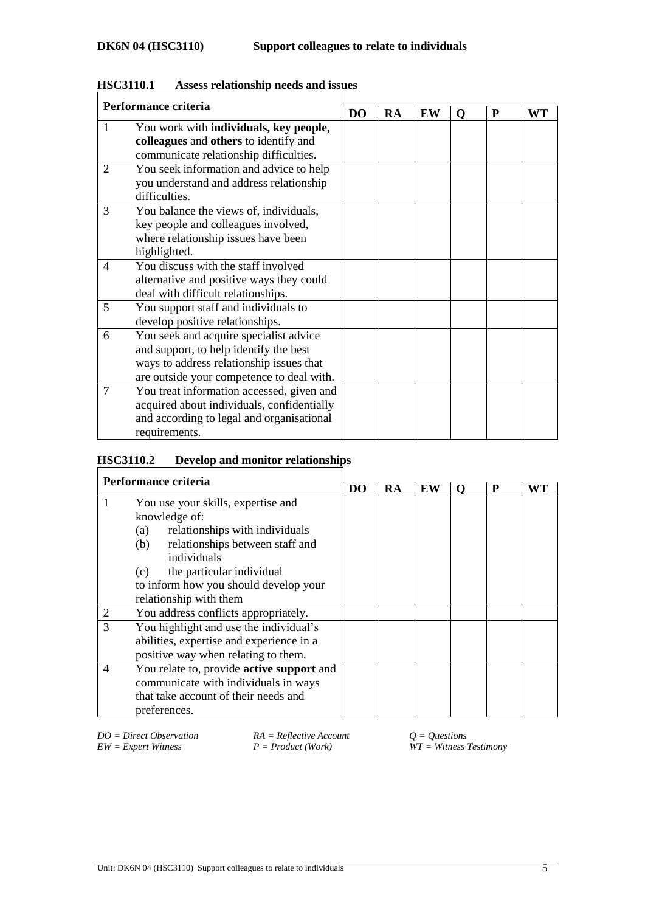**DK6N 04 (HSC3110) Support colleagues to relate to individuals**

### HSC3110.1 Assess relationship needs and issues

| Performance criteria | | DO | RA | EW | Q | P | WT |
|---|---|---|---|---|---|---|---|
| 1 | You work with **individuals, key people, colleagues** and **others** to identify and communicate relationship difficulties. | | | | | | |
| 2 | You seek information and advice to help you understand and address relationship difficulties. | | | | | | |
| 3 | You balance the views of, individuals, key people and colleagues involved, where relationship issues have been highlighted. | | | | | | |
| 4 | You discuss with the staff involved alternative and positive ways they could deal with difficult relationships. | | | | | | |
| 5 | You support staff and individuals to develop positive relationships. | | | | | | |
| 6 | You seek and acquire specialist advice and support, to help identify the best ways to address relationship issues that are outside your competence to deal with. | | | | | | |
| 7 | You treat information accessed, given and acquired about individuals, confidentially and according to legal and organisational requirements. | | | | | | |

### HSC3110.2 Develop and monitor relationships

| Performance criteria | | DO | RA | EW | Q | P | WT |
|---|---|---|---|---|---|---|---|
| 1 | You use your skills, expertise and knowledge of:<br>(a) relationships with individuals<br>(b) relationships between staff and individuals<br>(c) the particular individual<br>to inform how you should develop your relationship with them | | | | | | |
| 2 | You address conflicts appropriately. | | | | | | |
| 3 | You highlight and use the individual's abilities, expertise and experience in a positive way when relating to them. | | | | | | |
| 4 | You relate to, provide **active support** and communicate with individuals in ways that take account of their needs and preferences. | | | | | | |

*DO = Direct Observation* *RA = Reflective Account* *Q = Questions*
*EW = Expert Witness* *P = Product (Work)* *WT = Witness Testimony*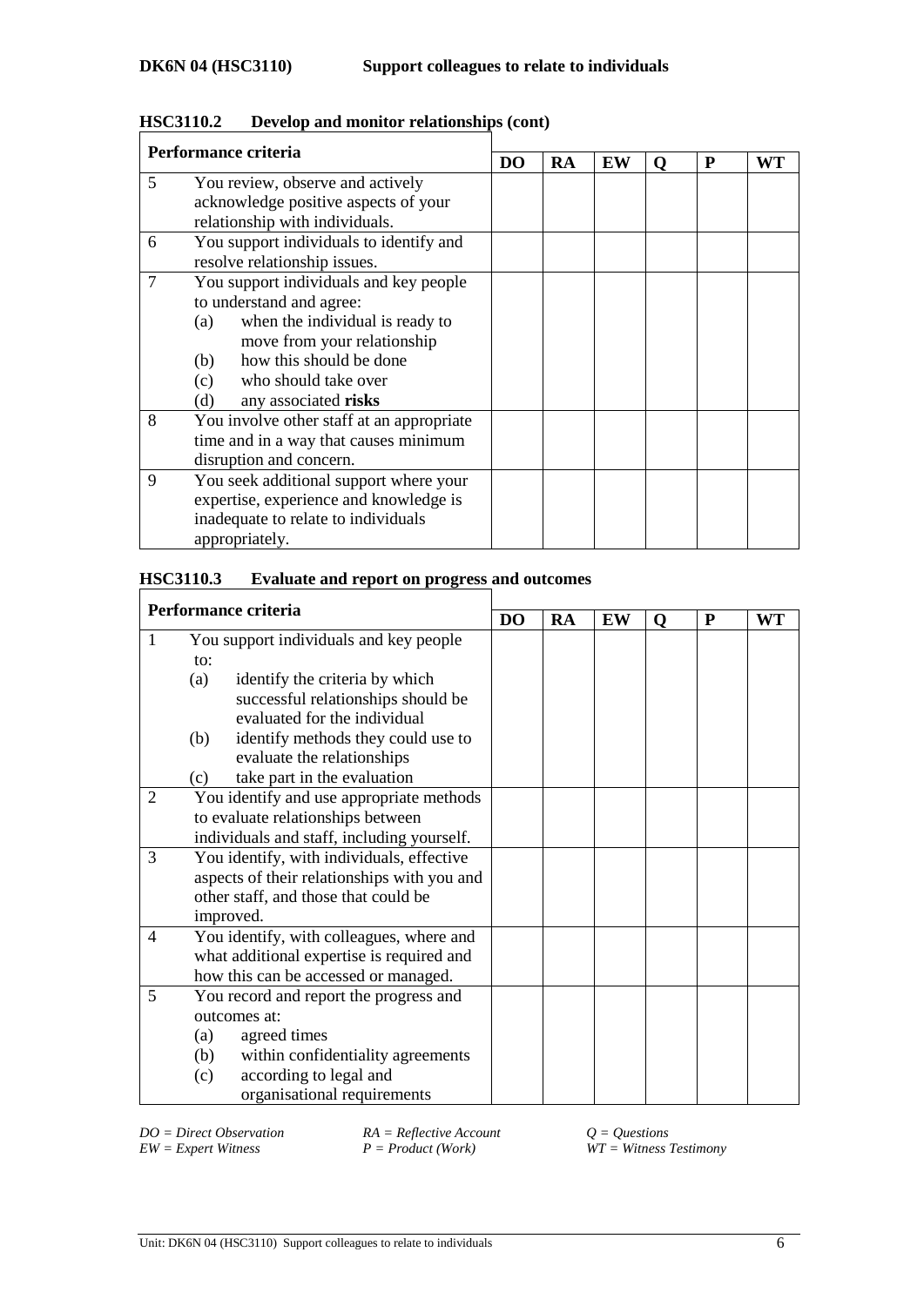## DK6N 04 (HSC3110) Support colleagues to relate to individuals

### HSC3110.2 Develop and monitor relationships (cont)

| Performance criteria | | DO | RA | EW | Q | P | WT |
|---|---|---|---|---|---|---|---|
| 5 | You review, observe and actively acknowledge positive aspects of your relationship with individuals. | | | | | | |
| 6 | You support individuals to identify and resolve relationship issues. | | | | | | |
| 7 | You support individuals and key people to understand and agree:<br>(a) when the individual is ready to move from your relationship<br>(b) how this should be done<br>(c) who should take over<br>(d) any associated **risks** | | | | | | |
| 8 | You involve other staff at an appropriate time and in a way that causes minimum disruption and concern. | | | | | | |
| 9 | You seek additional support where your expertise, experience and knowledge is inadequate to relate to individuals appropriately. | | | | | | |

### HSC3110.3 Evaluate and report on progress and outcomes

| Performance criteria | | DO | RA | EW | Q | P | WT |
|---|---|---|---|---|---|---|---|
| 1 | You support individuals and key people to:<br>(a) identify the criteria by which successful relationships should be evaluated for the individual<br>(b) identify methods they could use to evaluate the relationships<br>(c) take part in the evaluation | | | | | | |
| 2 | You identify and use appropriate methods to evaluate relationships between individuals and staff, including yourself. | | | | | | |
| 3 | You identify, with individuals, effective aspects of their relationships with you and other staff, and those that could be improved. | | | | | | |
| 4 | You identify, with colleagues, where and what additional expertise is required and how this can be accessed or managed. | | | | | | |
| 5 | You record and report the progress and outcomes at:<br>(a) agreed times<br>(b) within confidentiality agreements<br>(c) according to legal and organisational requirements | | | | | | |

*DO = Direct Observation* *RA = Reflective Account* *Q = Questions*
*EW = Expert Witness* *P = Product (Work)* *WT = Witness Testimony*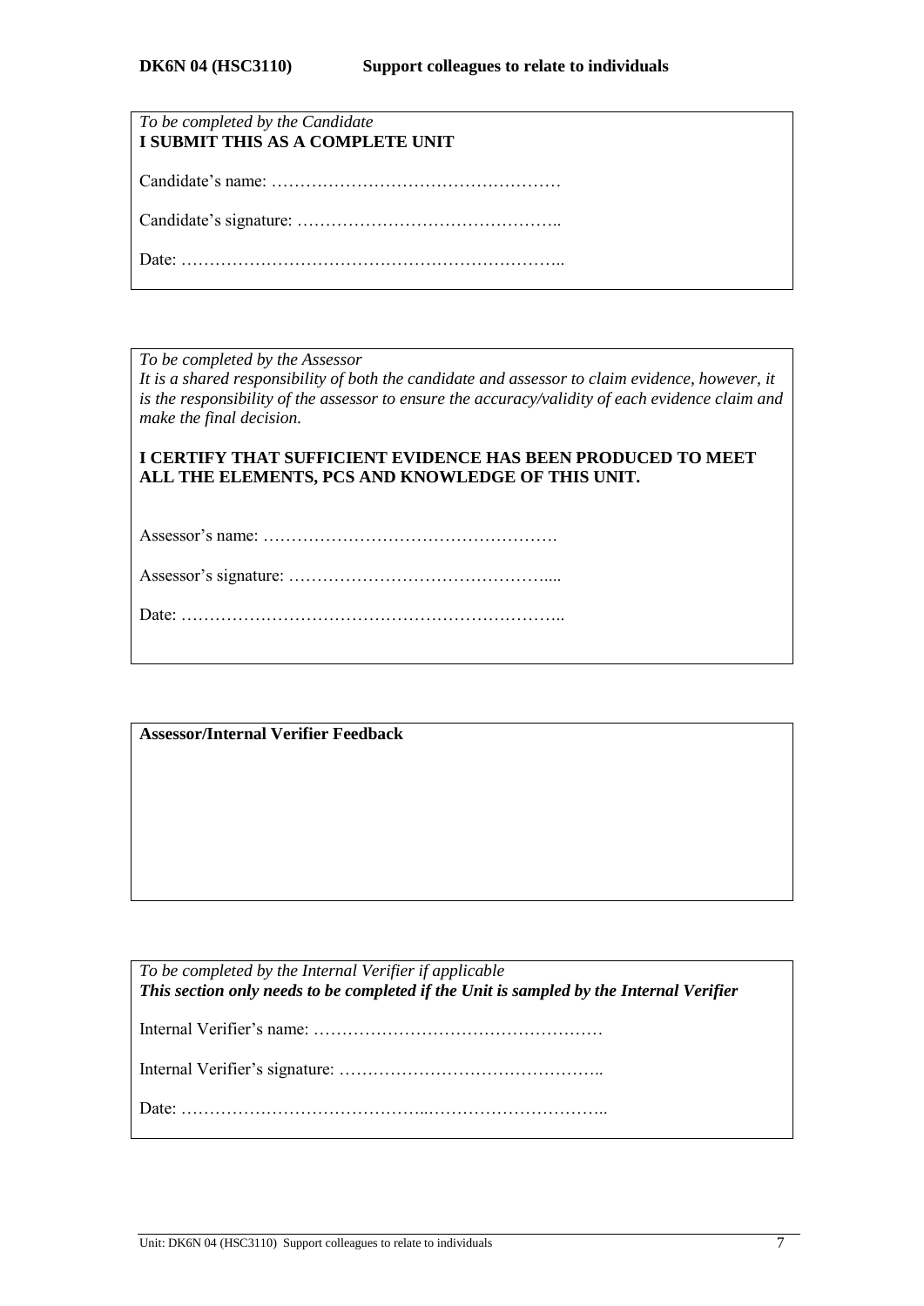**DK6N 04 (HSC3110) Support colleagues to relate to individuals**

*To be completed by the Candidate*
**I SUBMIT THIS AS A COMPLETE UNIT**

Candidate's name: ……………………………………………

Candidate's signature: ………………………………………..

Date: …………………………………………………………..

*To be completed by the Assessor*
*It is a shared responsibility of both the candidate and assessor to claim evidence, however, it is the responsibility of the assessor to ensure the accuracy/validity of each evidence claim and make the final decision.*

**I CERTIFY THAT SUFFICIENT EVIDENCE HAS BEEN PRODUCED TO MEET ALL THE ELEMENTS, PCS AND KNOWLEDGE OF THIS UNIT.**

Assessor's name: …………………………………………….

Assessor's signature: ……………………………………....

Date: …………………………………………………………..

**Assessor/Internal Verifier Feedback**

*To be completed by the Internal Verifier if applicable*
***This section only needs to be completed if the Unit is sampled by the Internal Verifier***

Internal Verifier's name: ……………………………………………

Internal Verifier's signature: ………………………………………..

Date: …………………………………..…………………………..